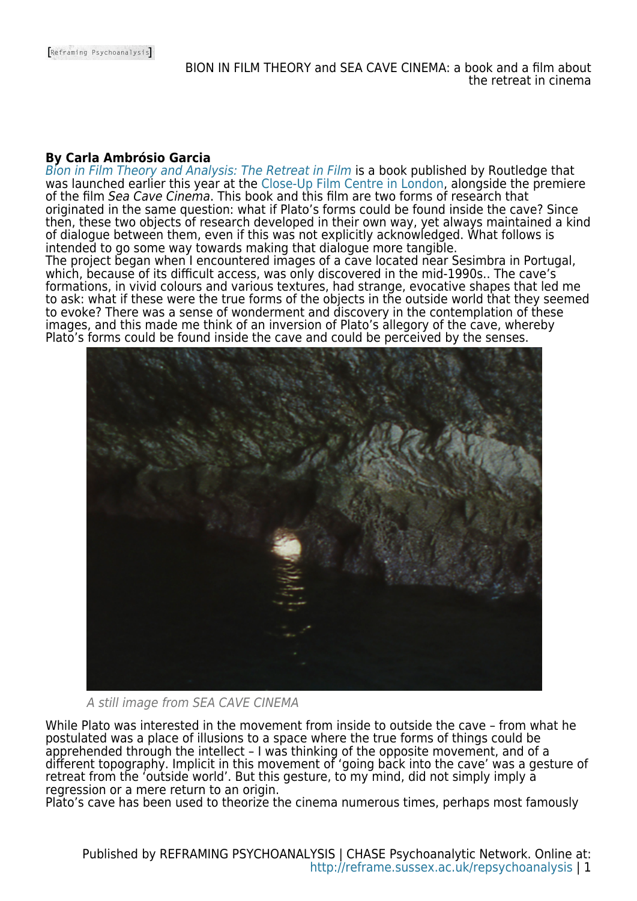# BION IN FILM THEORY and SEA CAVE CINEMA: a book and a film about the retreat in cinema

**By Carla Ambrósio Garcia**

*Bion in Film Theory and Analysis: The Retreat in Film* is a book published by Routledge that was launched earlier this year at the Close-Up Film Centre in London, alongside the premiere of the film *Sea Cave Cinema*. This book and this film are two forms of research that originated in the same question: what if Plato's forms could be found inside the cave? Since then, these two objects of research developed in their own way, yet always maintained a kind of dialogue between them, even if this was not explicitly acknowledged. What follows is intended to go some way towards making that dialogue more tangible.

The project began when I encountered images of a cave located near Sesimbra in Portugal, which, because of its difficult access, was only discovered in the mid-1990s.. The cave's formations, in vivid colours and various textures, had strange, evocative shapes that led me to ask: what if these were the true forms of the objects in the outside world that they seemed to evoke? There was a sense of wonderment and discovery in the contemplation of these images, and this made me think of an inversion of Plato's allegory of the cave, whereby Plato's forms could be found inside the cave and could be perceived by the senses.

*A still image from SEA CAVE CINEMA*

While Plato was interested in the movement from inside to outside the cave – from what he postulated was a place of illusions to a space where the true forms of things could be apprehended through the intellect – I was thinking of the opposite movement, and of a different topography. Implicit in this movement of 'going back into the cave' was a gesture of retreat from the 'outside world'. But this gesture, to my mind, did not simply imply a regression or a mere return to an origin.

Plato's cave has been used to theorize the cinema numerous times, perhaps most famously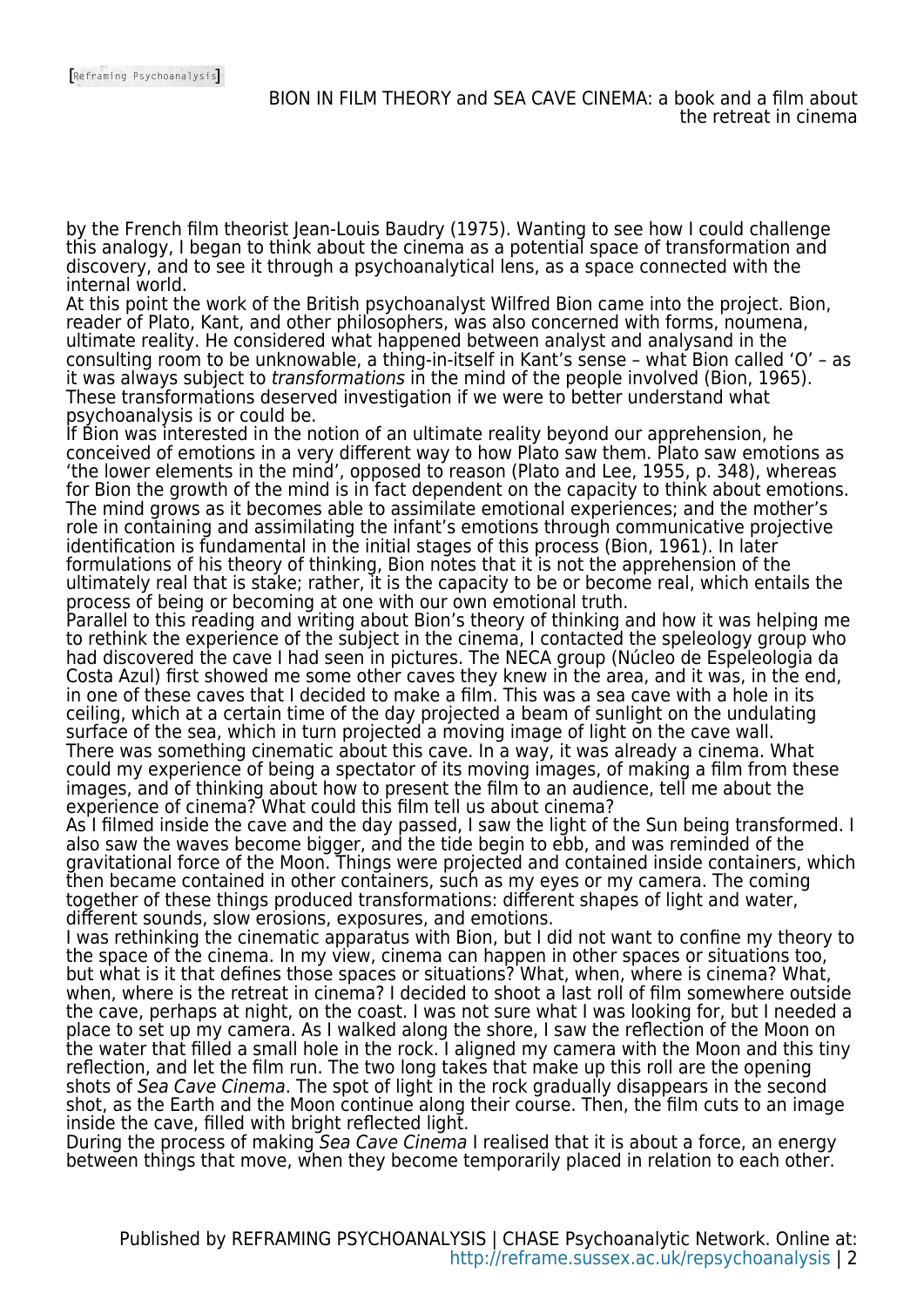by the French film theorist Jean-Louis Baudry (1975). Wanting to see how I could challenge this analogy, I began to think about the cinema as a potential space of transformation and discovery, and to see it through a psychoanalytical lens, as a space connected with the internal world.

At this point the work of the British psychoanalyst Wilfred Bion came into the project. Bion, reader of Plato, Kant, and other philosophers, was also concerned with forms, noumena, ultimate reality. He considered what happened between analyst and analysand in the consulting room to be unknowable, a thing-in-itself in Kant's sense – what Bion called 'O' – as it was always subject to *transformations* in the mind of the people involved (Bion, 1965). These transformations deserved investigation if we were to better understand what psychoanalysis is or could be.

If Bion was interested in the notion of an ultimate reality beyond our apprehension, he conceived of emotions in a very different way to how Plato saw them. Plato saw emotions as 'the lower elements in the mind', opposed to reason (Plato and Lee, 1955, p. 348), whereas for Bion the growth of the mind is in fact dependent on the capacity to think about emotions. The mind grows as it becomes able to assimilate emotional experiences; and the mother's role in containing and assimilating the infant's emotions through communicative projective identification is fundamental in the initial stages of this process (Bion, 1961). In later formulations of his theory of thinking, Bion notes that it is not the apprehension of the ultimately real that is stake; rather, it is the capacity to be or become real, which entails the process of being or becoming at one with our own emotional truth.

Parallel to this reading and writing about Bion's theory of thinking and how it was helping me to rethink the experience of the subject in the cinema, I contacted the speleology group who had discovered the cave I had seen in pictures. The NECA group (Núcleo de Espeleologia da Costa Azul) first showed me some other caves they knew in the area, and it was, in the end, in one of these caves that I decided to make a film. This was a sea cave with a hole in its ceiling, which at a certain time of the day projected a beam of sunlight on the undulating surface of the sea, which in turn projected a moving image of light on the cave wall.

There was something cinematic about this cave. In a way, it was already a cinema. What could my experience of being a spectator of its moving images, of making a film from these images, and of thinking about how to present the film to an audience, tell me about the experience of cinema? What could this film tell us about cinema?

As I filmed inside the cave and the day passed, I saw the light of the Sun being transformed. I also saw the waves become bigger, and the tide begin to ebb, and was reminded of the gravitational force of the Moon. Things were projected and contained inside containers, which then became contained in other containers, such as my eyes or my camera. The coming together of these things produced transformations: different shapes of light and water, different sounds, slow erosions, exposures, and emotions.

I was rethinking the cinematic apparatus with Bion, but I did not want to confine my theory to the space of the cinema. In my view, cinema can happen in other spaces or situations too, but what is it that defines those spaces or situations? What, when, where is cinema? What, when, where is the retreat in cinema? I decided to shoot a last roll of film somewhere outside the cave, perhaps at night, on the coast. I was not sure what I was looking for, but I needed a place to set up my camera. As I walked along the shore, I saw the reflection of the Moon on the water that filled a small hole in the rock. I aligned my camera with the Moon and this tiny reflection, and let the film run. The two long takes that make up this roll are the opening shots of *Sea Cave Cinema*. The spot of light in the rock gradually disappears in the second shot, as the Earth and the Moon continue along their course. Then, the film cuts to an image inside the cave, filled with bright reflected light.

During the process of making *Sea Cave Cinema* I realised that it is about a force, an energy between things that move, when they become temporarily placed in relation to each other.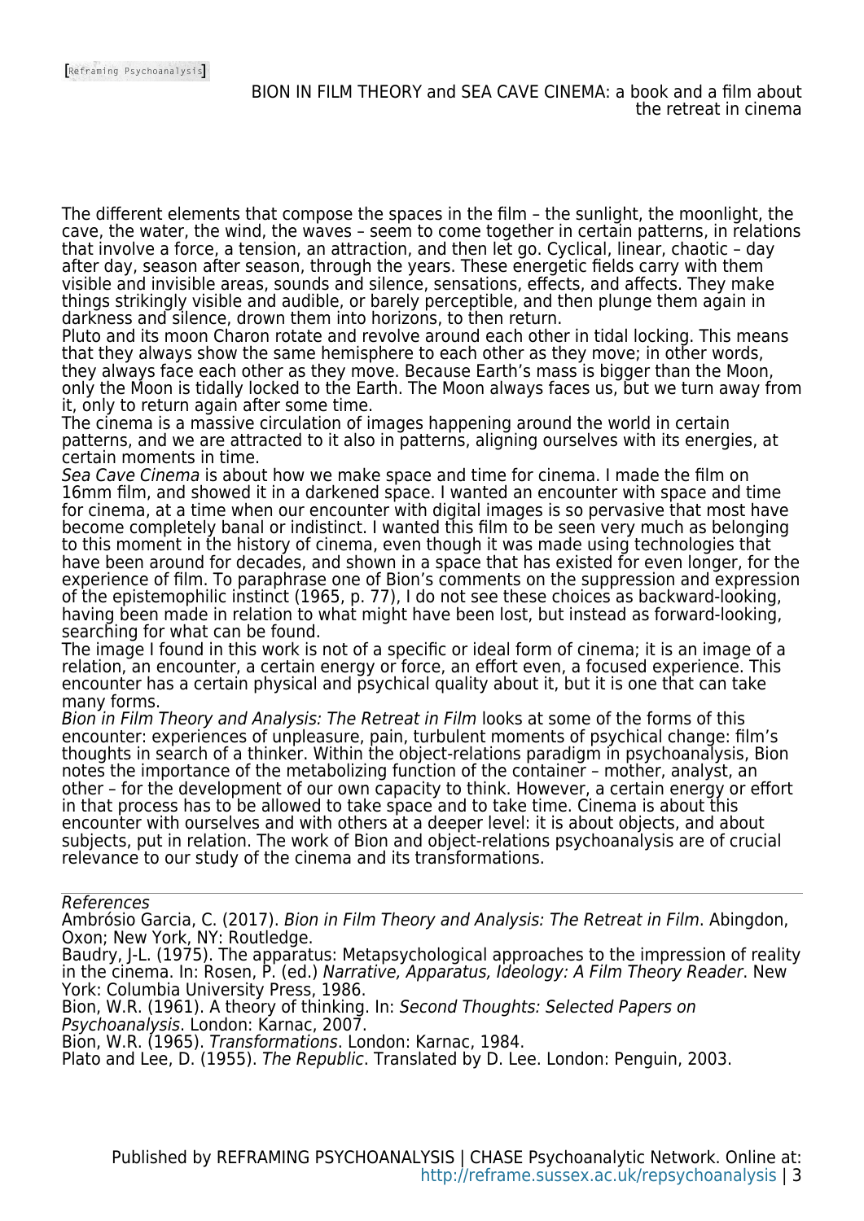The different elements that compose the spaces in the film – the sunlight, the moonlight, the cave, the water, the wind, the waves – seem to come together in certain patterns, in relations that involve a force, a tension, an attraction, and then let go. Cyclical, linear, chaotic – day after day, season after season, through the years. These energetic fields carry with them visible and invisible areas, sounds and silence, sensations, effects, and affects. They make things strikingly visible and audible, or barely perceptible, and then plunge them again in darkness and silence, drown them into horizons, to then return.

Pluto and its moon Charon rotate and revolve around each other in tidal locking. This means that they always show the same hemisphere to each other as they move; in other words, they always face each other as they move. Because Earth's mass is bigger than the Moon, only the Moon is tidally locked to the Earth. The Moon always faces us, but we turn away from it, only to return again after some time.

The cinema is a massive circulation of images happening around the world in certain patterns, and we are attracted to it also in patterns, aligning ourselves with its energies, at certain moments in time.

*Sea Cave Cinema* is about how we make space and time for cinema. I made the film on 16mm film, and showed it in a darkened space. I wanted an encounter with space and time for cinema, at a time when our encounter with digital images is so pervasive that most have become completely banal or indistinct. I wanted this film to be seen very much as belonging to this moment in the history of cinema, even though it was made using technologies that have been around for decades, and shown in a space that has existed for even longer, for the experience of film. To paraphrase one of Bion's comments on the suppression and expression of the epistemophilic instinct (1965, p. 77), I do not see these choices as backward-looking, having been made in relation to what might have been lost, but instead as forward-looking, searching for what can be found.

The image I found in this work is not of a specific or ideal form of cinema; it is an image of a relation, an encounter, a certain energy or force, an effort even, a focused experience. This encounter has a certain physical and psychical quality about it, but it is one that can take many forms.

*Bion in Film Theory and Analysis: The Retreat in Film* looks at some of the forms of this encounter: experiences of unpleasure, pain, turbulent moments of psychical change: film's thoughts in search of a thinker. Within the object-relations paradigm in psychoanalysis, Bion notes the importance of the metabolizing function of the container – mother, analyst, an other – for the development of our own capacity to think. However, a certain energy or effort in that process has to be allowed to take space and to take time. Cinema is about this encounter with ourselves and with others at a deeper level: it is about objects, and about subjects, put in relation. The work of Bion and object-relations psychoanalysis are of crucial relevance to our study of the cinema and its transformations.

---

*References*

Ambrósio Garcia, C. (2017). *Bion in Film Theory and Analysis: The Retreat in Film*. Abingdon, Oxon; New York, NY: Routledge.

Baudry, J-L. (1975). The apparatus: Metapsychological approaches to the impression of reality in the cinema. In: Rosen, P. (ed.) *Narrative, Apparatus, Ideology: A Film Theory Reader*. New York: Columbia University Press, 1986.

Bion, W.R. (1961). A theory of thinking. In: *Second Thoughts: Selected Papers on Psychoanalysis*. London: Karnac, 2007.

Bion, W.R. (1965). *Transformations*. London: Karnac, 1984.

Plato and Lee, D. (1955). *The Republic*. Translated by D. Lee. London: Penguin, 2003.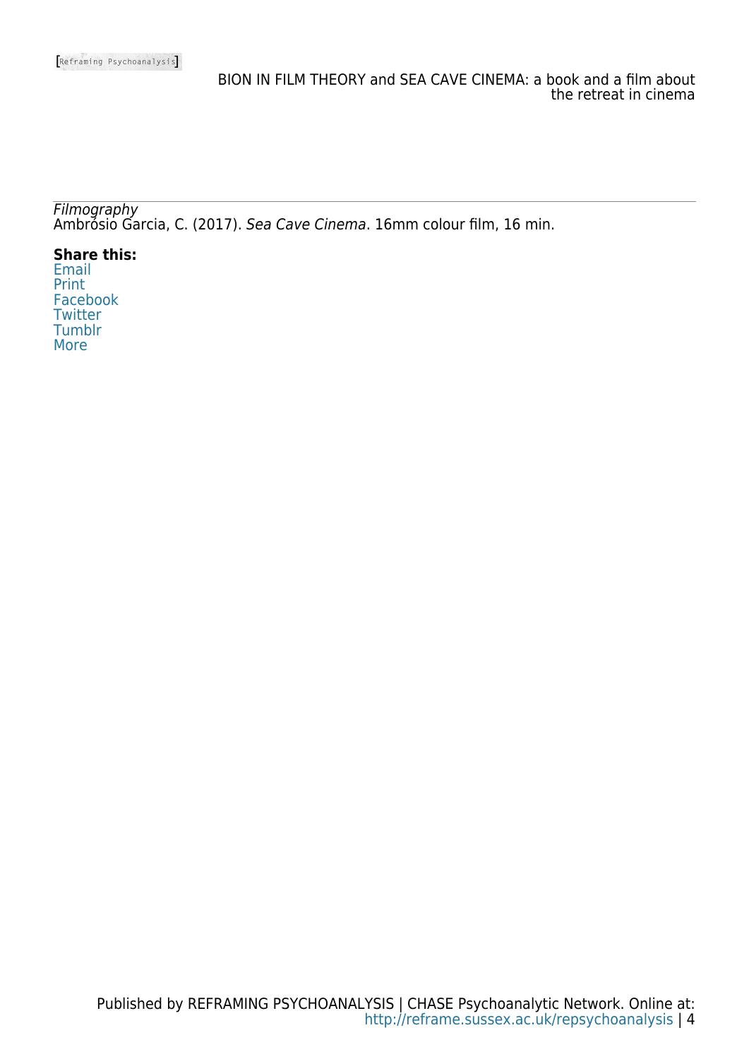---

*Filmography*
Ambrósio Garcia, C. (2017). *Sea Cave Cinema*. 16mm colour film, 16 min.

**Share this:**
Email
Print
Facebook
Twitter
Tumblr
More